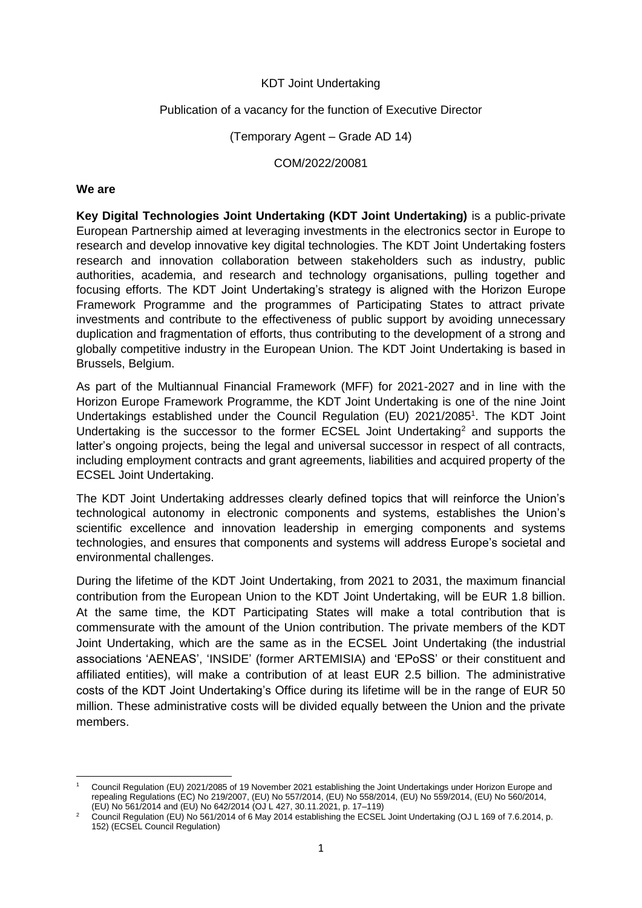KDT Joint Undertaking

Publication of a vacancy for the function of Executive Director

(Temporary Agent – Grade AD 14)

COM/2022/20081

**We are**

**Key Digital Technologies Joint Undertaking (KDT Joint Undertaking)** is a public-private European Partnership aimed at leveraging investments in the electronics sector in Europe to research and develop innovative key digital technologies. The KDT Joint Undertaking fosters research and innovation collaboration between stakeholders such as industry, public authorities, academia, and research and technology organisations, pulling together and focusing efforts. The KDT Joint Undertaking's strategy is aligned with the Horizon Europe Framework Programme and the programmes of Participating States to attract private investments and contribute to the effectiveness of public support by avoiding unnecessary duplication and fragmentation of efforts, thus contributing to the development of a strong and globally competitive industry in the European Union. The KDT Joint Undertaking is based in Brussels, Belgium.

As part of the Multiannual Financial Framework (MFF) for 2021-2027 and in line with the Horizon Europe Framework Programme, the KDT Joint Undertaking is one of the nine Joint Undertakings established under the Council Regulation (EU) 2021/2085[1]. The KDT Joint Undertaking is the successor to the former ECSEL Joint Undertaking[2] and supports the latter's ongoing projects, being the legal and universal successor in respect of all contracts, including employment contracts and grant agreements, liabilities and acquired property of the ECSEL Joint Undertaking.

The KDT Joint Undertaking addresses clearly defined topics that will reinforce the Union's technological autonomy in electronic components and systems, establishes the Union's scientific excellence and innovation leadership in emerging components and systems technologies, and ensures that components and systems will address Europe's societal and environmental challenges.

During the lifetime of the KDT Joint Undertaking, from 2021 to 2031, the maximum financial contribution from the European Union to the KDT Joint Undertaking, will be EUR 1.8 billion. At the same time, the KDT Participating States will make a total contribution that is commensurate with the amount of the Union contribution. The private members of the KDT Joint Undertaking, which are the same as in the ECSEL Joint Undertaking (the industrial associations 'AENEAS', 'INSIDE' (former ARTEMISIA) and 'EPoSS' or their constituent and affiliated entities), will make a contribution of at least EUR 2.5 billion. The administrative costs of the KDT Joint Undertaking's Office during its lifetime will be in the range of EUR 50 million. These administrative costs will be divided equally between the Union and the private members.

[1] Council Regulation (EU) 2021/2085 of 19 November 2021 establishing the Joint Undertakings under Horizon Europe and repealing Regulations (EC) No 219/2007, (EU) No 557/2014, (EU) No 558/2014, (EU) No 559/2014, (EU) No 560/2014, (EU) No 561/2014 and (EU) No 642/2014 (OJ L 427, 30.11.2021, p. 17–119)

[2] Council Regulation (EU) No 561/2014 of 6 May 2014 establishing the ECSEL Joint Undertaking (OJ L 169 of 7.6.2014, p. 152) (ECSEL Council Regulation)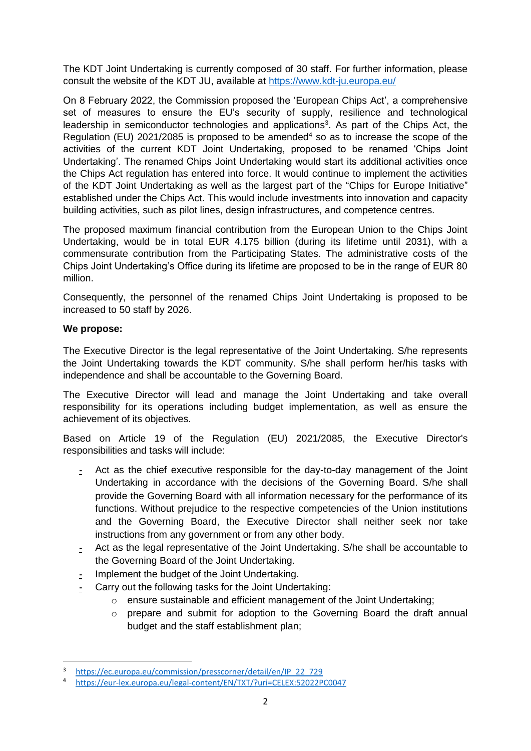The KDT Joint Undertaking is currently composed of 30 staff. For further information, please consult the website of the KDT JU, available at https://www.kdt-ju.europa.eu/

On 8 February 2022, the Commission proposed the 'European Chips Act', a comprehensive set of measures to ensure the EU's security of supply, resilience and technological leadership in semiconductor technologies and applications[3]. As part of the Chips Act, the Regulation (EU) 2021/2085 is proposed to be amended[4] so as to increase the scope of the activities of the current KDT Joint Undertaking, proposed to be renamed 'Chips Joint Undertaking'. The renamed Chips Joint Undertaking would start its additional activities once the Chips Act regulation has entered into force. It would continue to implement the activities of the KDT Joint Undertaking as well as the largest part of the "Chips for Europe Initiative" established under the Chips Act. This would include investments into innovation and capacity building activities, such as pilot lines, design infrastructures, and competence centres.

The proposed maximum financial contribution from the European Union to the Chips Joint Undertaking, would be in total EUR 4.175 billion (during its lifetime until 2031), with a commensurate contribution from the Participating States. The administrative costs of the Chips Joint Undertaking's Office during its lifetime are proposed to be in the range of EUR 80 million.

Consequently, the personnel of the renamed Chips Joint Undertaking is proposed to be increased to 50 staff by 2026.

**We propose:**

The Executive Director is the legal representative of the Joint Undertaking. S/he represents the Joint Undertaking towards the KDT community. S/he shall perform her/his tasks with independence and shall be accountable to the Governing Board.

The Executive Director will lead and manage the Joint Undertaking and take overall responsibility for its operations including budget implementation, as well as ensure the achievement of its objectives.

Based on Article 19 of the Regulation (EU) 2021/2085, the Executive Director's responsibilities and tasks will include:

- Act as the chief executive responsible for the day-to-day management of the Joint Undertaking in accordance with the decisions of the Governing Board. S/he shall provide the Governing Board with all information necessary for the performance of its functions. Without prejudice to the respective competencies of the Union institutions and the Governing Board, the Executive Director shall neither seek nor take instructions from any government or from any other body.
- Act as the legal representative of the Joint Undertaking. S/he shall be accountable to the Governing Board of the Joint Undertaking.
- Implement the budget of the Joint Undertaking.
- Carry out the following tasks for the Joint Undertaking:
  - ensure sustainable and efficient management of the Joint Undertaking;
  - prepare and submit for adoption to the Governing Board the draft annual budget and the staff establishment plan;

[3] https://ec.europa.eu/commission/presscorner/detail/en/IP_22_729

[4] https://eur-lex.europa.eu/legal-content/EN/TXT/?uri=CELEX:52022PC0047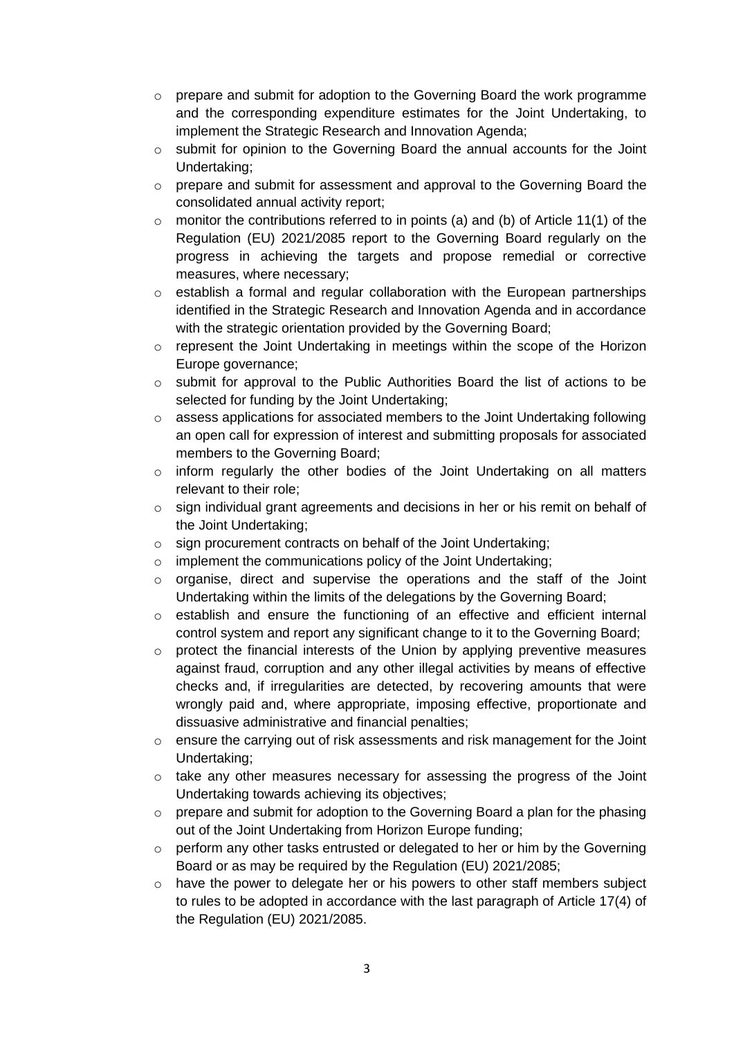- prepare and submit for adoption to the Governing Board the work programme and the corresponding expenditure estimates for the Joint Undertaking, to implement the Strategic Research and Innovation Agenda;
- submit for opinion to the Governing Board the annual accounts for the Joint Undertaking;
- prepare and submit for assessment and approval to the Governing Board the consolidated annual activity report;
- monitor the contributions referred to in points (a) and (b) of Article 11(1) of the Regulation (EU) 2021/2085 report to the Governing Board regularly on the progress in achieving the targets and propose remedial or corrective measures, where necessary;
- establish a formal and regular collaboration with the European partnerships identified in the Strategic Research and Innovation Agenda and in accordance with the strategic orientation provided by the Governing Board;
- represent the Joint Undertaking in meetings within the scope of the Horizon Europe governance;
- submit for approval to the Public Authorities Board the list of actions to be selected for funding by the Joint Undertaking;
- assess applications for associated members to the Joint Undertaking following an open call for expression of interest and submitting proposals for associated members to the Governing Board;
- inform regularly the other bodies of the Joint Undertaking on all matters relevant to their role;
- sign individual grant agreements and decisions in her or his remit on behalf of the Joint Undertaking;
- sign procurement contracts on behalf of the Joint Undertaking;
- implement the communications policy of the Joint Undertaking;
- organise, direct and supervise the operations and the staff of the Joint Undertaking within the limits of the delegations by the Governing Board;
- establish and ensure the functioning of an effective and efficient internal control system and report any significant change to it to the Governing Board;
- protect the financial interests of the Union by applying preventive measures against fraud, corruption and any other illegal activities by means of effective checks and, if irregularities are detected, by recovering amounts that were wrongly paid and, where appropriate, imposing effective, proportionate and dissuasive administrative and financial penalties;
- ensure the carrying out of risk assessments and risk management for the Joint Undertaking;
- take any other measures necessary for assessing the progress of the Joint Undertaking towards achieving its objectives;
- prepare and submit for adoption to the Governing Board a plan for the phasing out of the Joint Undertaking from Horizon Europe funding;
- perform any other tasks entrusted or delegated to her or him by the Governing Board or as may be required by the Regulation (EU) 2021/2085;
- have the power to delegate her or his powers to other staff members subject to rules to be adopted in accordance with the last paragraph of Article 17(4) of the Regulation (EU) 2021/2085.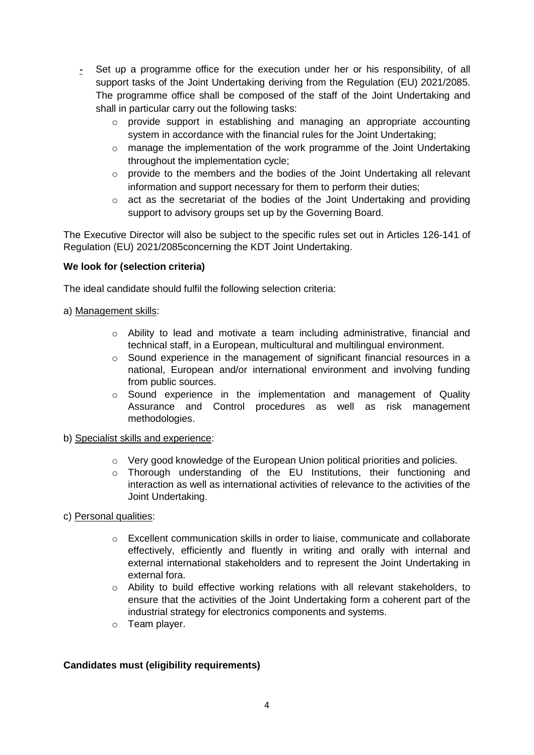- Set up a programme office for the execution under her or his responsibility, of all support tasks of the Joint Undertaking deriving from the Regulation (EU) 2021/2085. The programme office shall be composed of the staff of the Joint Undertaking and shall in particular carry out the following tasks:
    - provide support in establishing and managing an appropriate accounting system in accordance with the financial rules for the Joint Undertaking;
    - manage the implementation of the work programme of the Joint Undertaking throughout the implementation cycle;
    - provide to the members and the bodies of the Joint Undertaking all relevant information and support necessary for them to perform their duties;
    - act as the secretariat of the bodies of the Joint Undertaking and providing support to advisory groups set up by the Governing Board.

The Executive Director will also be subject to the specific rules set out in Articles 126-141 of Regulation (EU) 2021/2085concerning the KDT Joint Undertaking.

**We look for (selection criteria)**

The ideal candidate should fulfil the following selection criteria:

a) Management skills:

- Ability to lead and motivate a team including administrative, financial and technical staff, in a European, multicultural and multilingual environment.
- Sound experience in the management of significant financial resources in a national, European and/or international environment and involving funding from public sources.
- Sound experience in the implementation and management of Quality Assurance and Control procedures as well as risk management methodologies.

b) Specialist skills and experience:

- Very good knowledge of the European Union political priorities and policies.
- Thorough understanding of the EU Institutions, their functioning and interaction as well as international activities of relevance to the activities of the Joint Undertaking.

c) Personal qualities:

- Excellent communication skills in order to liaise, communicate and collaborate effectively, efficiently and fluently in writing and orally with internal and external international stakeholders and to represent the Joint Undertaking in external fora.
- Ability to build effective working relations with all relevant stakeholders, to ensure that the activities of the Joint Undertaking form a coherent part of the industrial strategy for electronics components and systems.
- Team player.

**Candidates must (eligibility requirements)**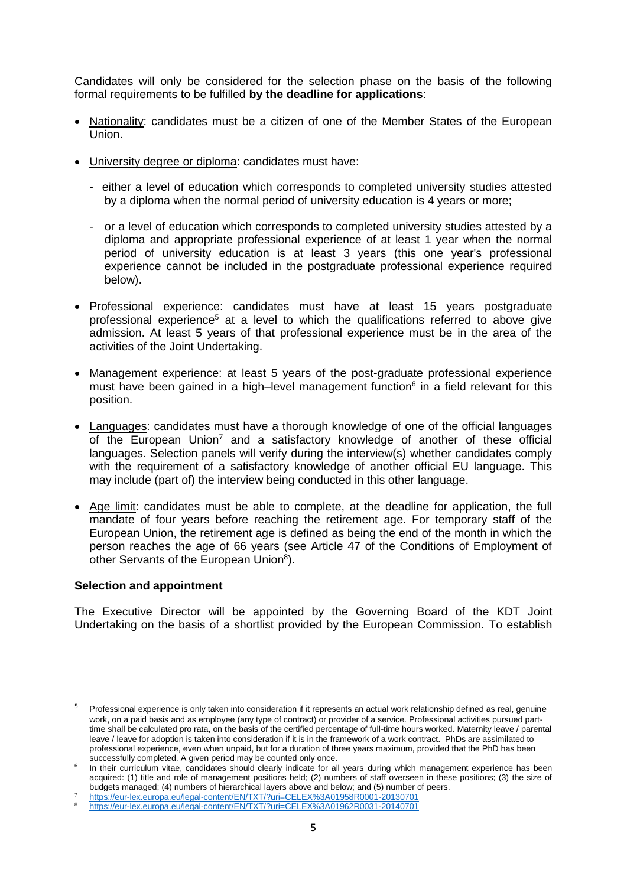Candidates will only be considered for the selection phase on the basis of the following formal requirements to be fulfilled **by the deadline for applications**:

- Nationality: candidates must be a citizen of one of the Member States of the European Union.
- University degree or diploma: candidates must have:
  - either a level of education which corresponds to completed university studies attested by a diploma when the normal period of university education is 4 years or more;
  - or a level of education which corresponds to completed university studies attested by a diploma and appropriate professional experience of at least 1 year when the normal period of university education is at least 3 years (this one year's professional experience cannot be included in the postgraduate professional experience required below).
- Professional experience: candidates must have at least 15 years postgraduate professional experience[5] at a level to which the qualifications referred to above give admission. At least 5 years of that professional experience must be in the area of the activities of the Joint Undertaking.
- Management experience: at least 5 years of the post-graduate professional experience must have been gained in a high–level management function[6] in a field relevant for this position.
- Languages: candidates must have a thorough knowledge of one of the official languages of the European Union[7] and a satisfactory knowledge of another of these official languages. Selection panels will verify during the interview(s) whether candidates comply with the requirement of a satisfactory knowledge of another official EU language. This may include (part of) the interview being conducted in this other language.
- Age limit: candidates must be able to complete, at the deadline for application, the full mandate of four years before reaching the retirement age. For temporary staff of the European Union, the retirement age is defined as being the end of the month in which the person reaches the age of 66 years (see Article 47 of the Conditions of Employment of other Servants of the European Union[8]).

**Selection and appointment**

The Executive Director will be appointed by the Governing Board of the KDT Joint Undertaking on the basis of a shortlist provided by the European Commission. To establish

---

[5] Professional experience is only taken into consideration if it represents an actual work relationship defined as real, genuine work, on a paid basis and as employee (any type of contract) or provider of a service. Professional activities pursued part-time shall be calculated pro rata, on the basis of the certified percentage of full-time hours worked. Maternity leave / parental leave / leave for adoption is taken into consideration if it is in the framework of a work contract. PhDs are assimilated to professional experience, even when unpaid, but for a duration of three years maximum, provided that the PhD has been successfully completed. A given period may be counted only once.

[6] In their curriculum vitae, candidates should clearly indicate for all years during which management experience has been acquired: (1) title and role of management positions held; (2) numbers of staff overseen in these positions; (3) the size of budgets managed; (4) numbers of hierarchical layers above and below; and (5) number of peers.

[7] https://eur-lex.europa.eu/legal-content/EN/TXT/?uri=CELEX%3A01958R0001-20130701

[8] https://eur-lex.europa.eu/legal-content/EN/TXT/?uri=CELEX%3A01962R0031-20140701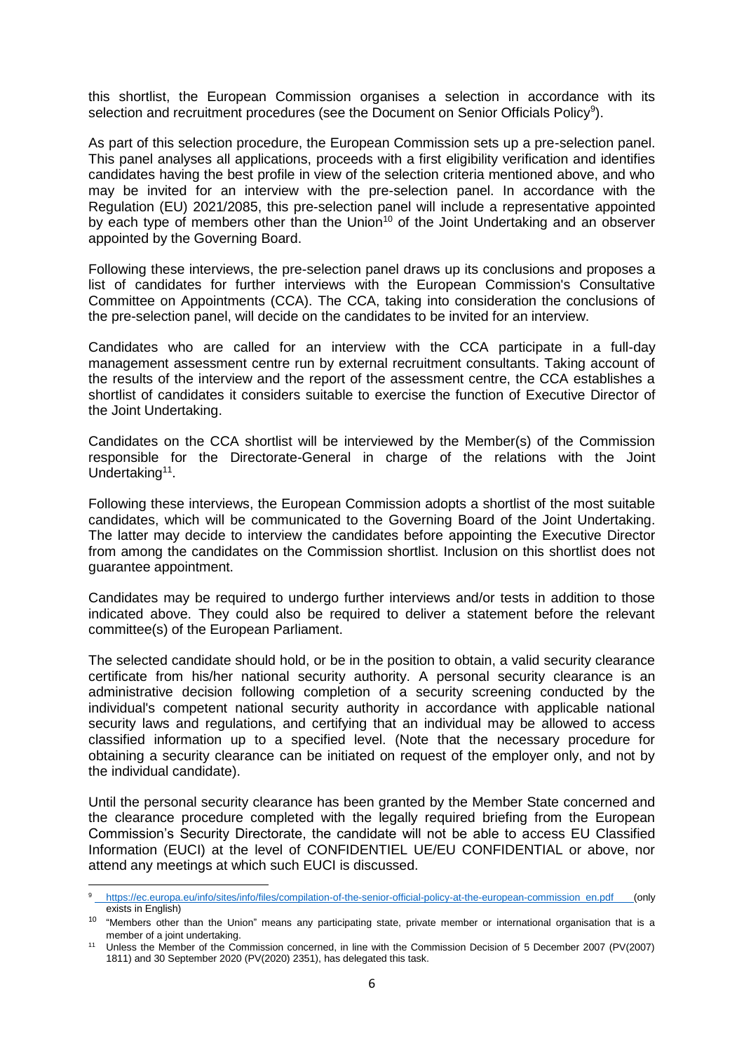this shortlist, the European Commission organises a selection in accordance with its selection and recruitment procedures (see the Document on Senior Officials Policy[9]).

As part of this selection procedure, the European Commission sets up a pre-selection panel. This panel analyses all applications, proceeds with a first eligibility verification and identifies candidates having the best profile in view of the selection criteria mentioned above, and who may be invited for an interview with the pre-selection panel. In accordance with the Regulation (EU) 2021/2085, this pre-selection panel will include a representative appointed by each type of members other than the Union[10] of the Joint Undertaking and an observer appointed by the Governing Board.

Following these interviews, the pre-selection panel draws up its conclusions and proposes a list of candidates for further interviews with the European Commission's Consultative Committee on Appointments (CCA). The CCA, taking into consideration the conclusions of the pre-selection panel, will decide on the candidates to be invited for an interview.

Candidates who are called for an interview with the CCA participate in a full-day management assessment centre run by external recruitment consultants. Taking account of the results of the interview and the report of the assessment centre, the CCA establishes a shortlist of candidates it considers suitable to exercise the function of Executive Director of the Joint Undertaking.

Candidates on the CCA shortlist will be interviewed by the Member(s) of the Commission responsible for the Directorate-General in charge of the relations with the Joint Undertaking[11].

Following these interviews, the European Commission adopts a shortlist of the most suitable candidates, which will be communicated to the Governing Board of the Joint Undertaking. The latter may decide to interview the candidates before appointing the Executive Director from among the candidates on the Commission shortlist. Inclusion on this shortlist does not guarantee appointment.

Candidates may be required to undergo further interviews and/or tests in addition to those indicated above. They could also be required to deliver a statement before the relevant committee(s) of the European Parliament.

The selected candidate should hold, or be in the position to obtain, a valid security clearance certificate from his/her national security authority. A personal security clearance is an administrative decision following completion of a security screening conducted by the individual's competent national security authority in accordance with applicable national security laws and regulations, and certifying that an individual may be allowed to access classified information up to a specified level. (Note that the necessary procedure for obtaining a security clearance can be initiated on request of the employer only, and not by the individual candidate).

Until the personal security clearance has been granted by the Member State concerned and the clearance procedure completed with the legally required briefing from the European Commission's Security Directorate, the candidate will not be able to access EU Classified Information (EUCI) at the level of CONFIDENTIEL UE/EU CONFIDENTIAL or above, nor attend any meetings at which such EUCI is discussed.

---

[9] https://ec.europa.eu/info/sites/info/files/compilation-of-the-senior-official-policy-at-the-european-commission_en.pdf (only exists in English)

[10] "Members other than the Union" means any participating state, private member or international organisation that is a member of a joint undertaking.

[11] Unless the Member of the Commission concerned, in line with the Commission Decision of 5 December 2007 (PV(2007) 1811) and 30 September 2020 (PV(2020) 2351), has delegated this task.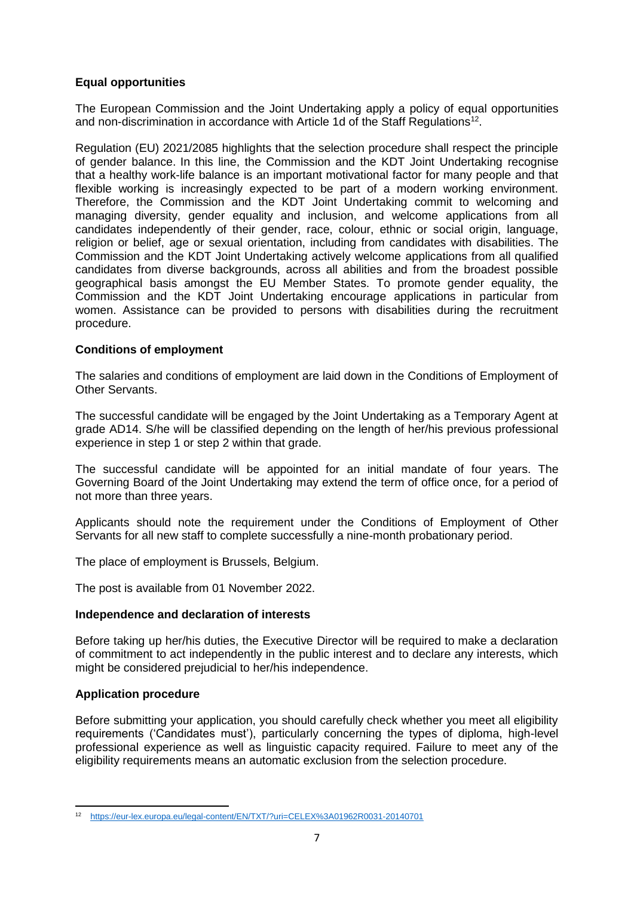**Equal opportunities**

The European Commission and the Joint Undertaking apply a policy of equal opportunities and non-discrimination in accordance with Article 1d of the Staff Regulations[12].

Regulation (EU) 2021/2085 highlights that the selection procedure shall respect the principle of gender balance. In this line, the Commission and the KDT Joint Undertaking recognise that a healthy work-life balance is an important motivational factor for many people and that flexible working is increasingly expected to be part of a modern working environment. Therefore, the Commission and the KDT Joint Undertaking commit to welcoming and managing diversity, gender equality and inclusion, and welcome applications from all candidates independently of their gender, race, colour, ethnic or social origin, language, religion or belief, age or sexual orientation, including from candidates with disabilities. The Commission and the KDT Joint Undertaking actively welcome applications from all qualified candidates from diverse backgrounds, across all abilities and from the broadest possible geographical basis amongst the EU Member States. To promote gender equality, the Commission and the KDT Joint Undertaking encourage applications in particular from women. Assistance can be provided to persons with disabilities during the recruitment procedure.

**Conditions of employment**

The salaries and conditions of employment are laid down in the Conditions of Employment of Other Servants.

The successful candidate will be engaged by the Joint Undertaking as a Temporary Agent at grade AD14. S/he will be classified depending on the length of her/his previous professional experience in step 1 or step 2 within that grade.

The successful candidate will be appointed for an initial mandate of four years. The Governing Board of the Joint Undertaking may extend the term of office once, for a period of not more than three years.

Applicants should note the requirement under the Conditions of Employment of Other Servants for all new staff to complete successfully a nine-month probationary period.

The place of employment is Brussels, Belgium.

The post is available from 01 November 2022.

**Independence and declaration of interests**

Before taking up her/his duties, the Executive Director will be required to make a declaration of commitment to act independently in the public interest and to declare any interests, which might be considered prejudicial to her/his independence.

**Application procedure**

Before submitting your application, you should carefully check whether you meet all eligibility requirements ('Candidates must'), particularly concerning the types of diploma, high-level professional experience as well as linguistic capacity required. Failure to meet any of the eligibility requirements means an automatic exclusion from the selection procedure.

---

[12] https://eur-lex.europa.eu/legal-content/EN/TXT/?uri=CELEX%3A01962R0031-20140701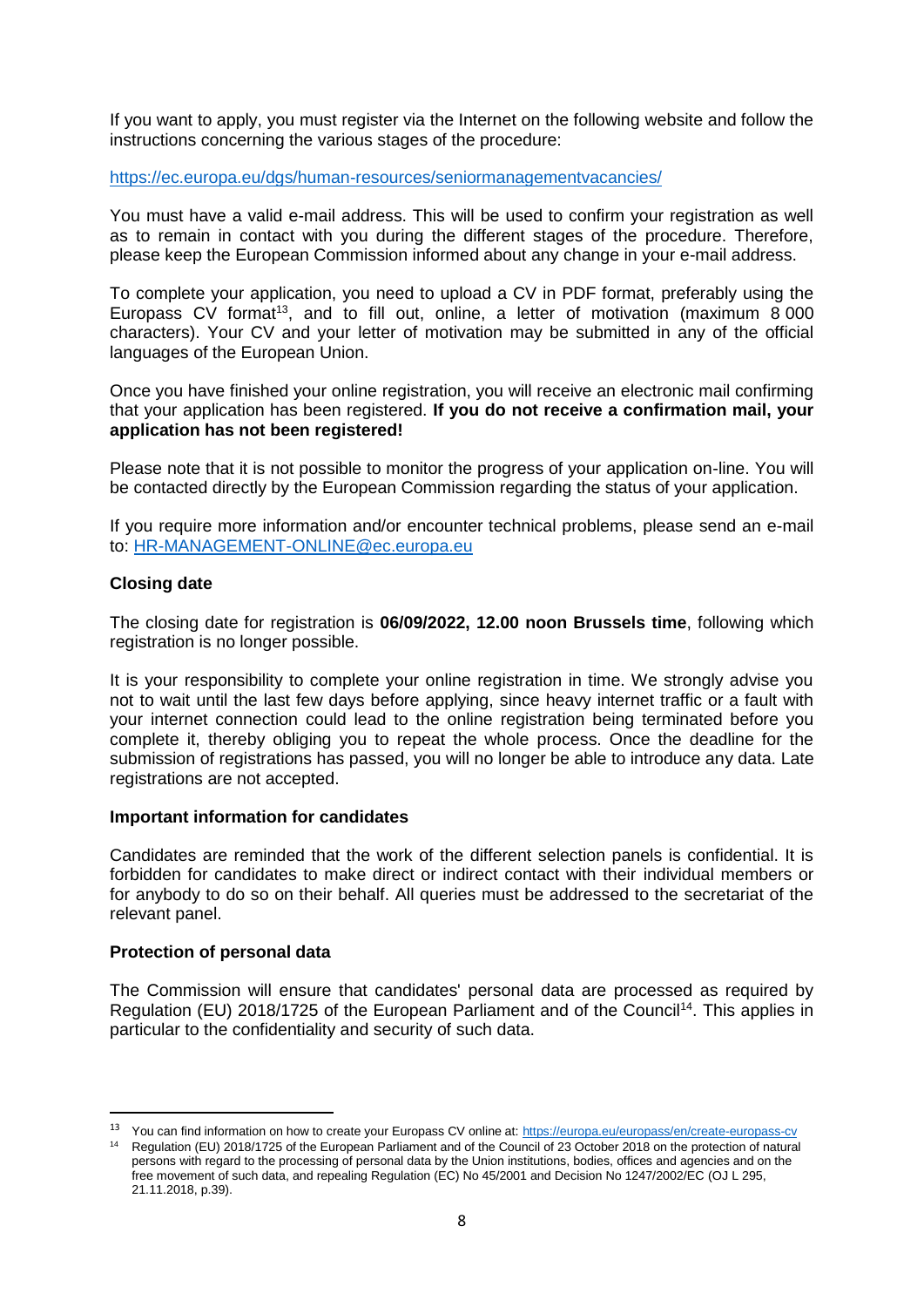If you want to apply, you must register via the Internet on the following website and follow the instructions concerning the various stages of the procedure:

https://ec.europa.eu/dgs/human-resources/seniormanagementvacancies/

You must have a valid e-mail address. This will be used to confirm your registration as well as to remain in contact with you during the different stages of the procedure. Therefore, please keep the European Commission informed about any change in your e-mail address.

To complete your application, you need to upload a CV in PDF format, preferably using the Europass CV format[13], and to fill out, online, a letter of motivation (maximum 8 000 characters). Your CV and your letter of motivation may be submitted in any of the official languages of the European Union.

Once you have finished your online registration, you will receive an electronic mail confirming that your application has been registered. **If you do not receive a confirmation mail, your application has not been registered!**

Please note that it is not possible to monitor the progress of your application on-line. You will be contacted directly by the European Commission regarding the status of your application.

If you require more information and/or encounter technical problems, please send an e-mail to: HR-MANAGEMENT-ONLINE@ec.europa.eu

### Closing date

The closing date for registration is **06/09/2022, 12.00 noon Brussels time**, following which registration is no longer possible.

It is your responsibility to complete your online registration in time. We strongly advise you not to wait until the last few days before applying, since heavy internet traffic or a fault with your internet connection could lead to the online registration being terminated before you complete it, thereby obliging you to repeat the whole process. Once the deadline for the submission of registrations has passed, you will no longer be able to introduce any data. Late registrations are not accepted.

### Important information for candidates

Candidates are reminded that the work of the different selection panels is confidential. It is forbidden for candidates to make direct or indirect contact with their individual members or for anybody to do so on their behalf. All queries must be addressed to the secretariat of the relevant panel.

### Protection of personal data

The Commission will ensure that candidates' personal data are processed as required by Regulation (EU) 2018/1725 of the European Parliament and of the Council[14]. This applies in particular to the confidentiality and security of such data.

---

[13] You can find information on how to create your Europass CV online at: https://europa.eu/europass/en/create-europass-cv

[14] Regulation (EU) 2018/1725 of the European Parliament and of the Council of 23 October 2018 on the protection of natural persons with regard to the processing of personal data by the Union institutions, bodies, offices and agencies and on the free movement of such data, and repealing Regulation (EC) No 45/2001 and Decision No 1247/2002/EC (OJ L 295, 21.11.2018, p.39).